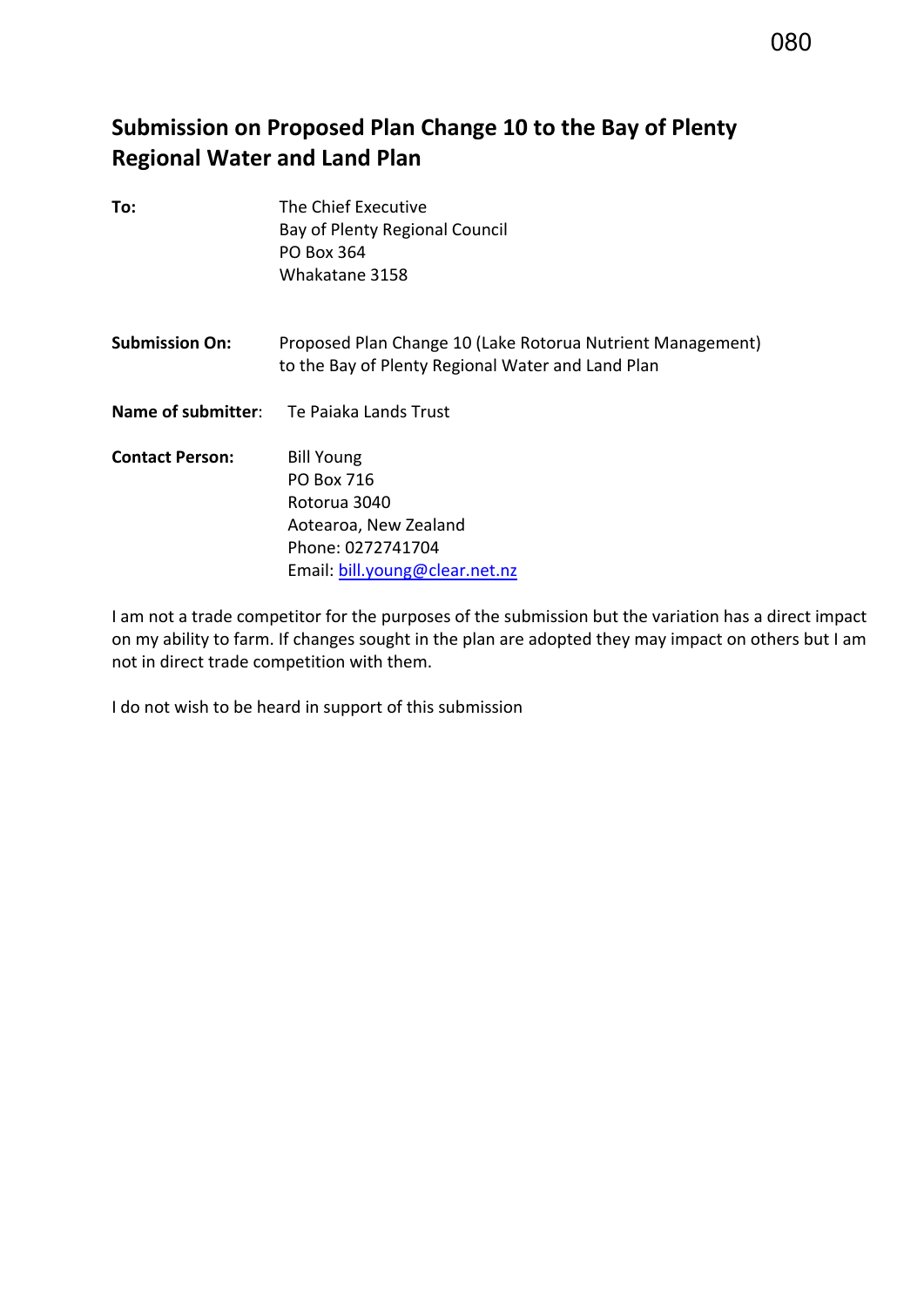# Submission on Proposed Plan Change 10 to the Bay of Plenty Regional Water and Land Plan

**To:** The Chief Executive
Bay of Plenty Regional Council
PO Box 364
Whakatane 3158

**Submission On:** Proposed Plan Change 10 (Lake Rotorua Nutrient Management) to the Bay of Plenty Regional Water and Land Plan

**Name of submitter**: Te Paiaka Lands Trust

**Contact Person:** Bill Young
PO Box 716
Rotorua 3040
Aotearoa, New Zealand
Phone: 0272741704
Email: bill.young@clear.net.nz

I am not a trade competitor for the purposes of the submission but the variation has a direct impact on my ability to farm. If changes sought in the plan are adopted they may impact on others but I am not in direct trade competition with them.

I do not wish to be heard in support of this submission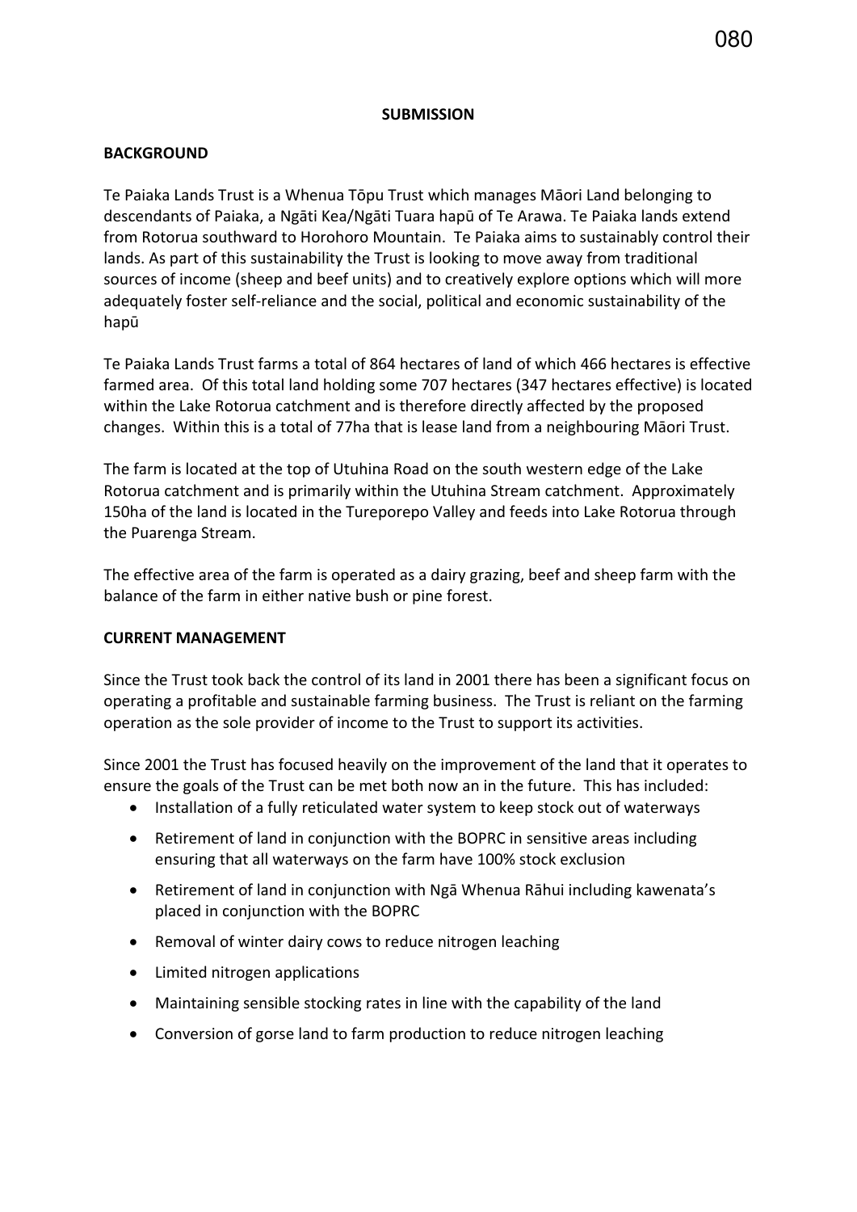**SUBMISSION**

**BACKGROUND**

Te Paiaka Lands Trust is a Whenua Tōpu Trust which manages Māori Land belonging to descendants of Paiaka, a Ngāti Kea/Ngāti Tuara hapū of Te Arawa. Te Paiaka lands extend from Rotorua southward to Horohoro Mountain. Te Paiaka aims to sustainably control their lands. As part of this sustainability the Trust is looking to move away from traditional sources of income (sheep and beef units) and to creatively explore options which will more adequately foster self-reliance and the social, political and economic sustainability of the hapū

Te Paiaka Lands Trust farms a total of 864 hectares of land of which 466 hectares is effective farmed area. Of this total land holding some 707 hectares (347 hectares effective) is located within the Lake Rotorua catchment and is therefore directly affected by the proposed changes. Within this is a total of 77ha that is lease land from a neighbouring Māori Trust.

The farm is located at the top of Utuhina Road on the south western edge of the Lake Rotorua catchment and is primarily within the Utuhina Stream catchment. Approximately 150ha of the land is located in the Tureporepo Valley and feeds into Lake Rotorua through the Puarenga Stream.

The effective area of the farm is operated as a dairy grazing, beef and sheep farm with the balance of the farm in either native bush or pine forest.

**CURRENT MANAGEMENT**

Since the Trust took back the control of its land in 2001 there has been a significant focus on operating a profitable and sustainable farming business. The Trust is reliant on the farming operation as the sole provider of income to the Trust to support its activities.

Since 2001 the Trust has focused heavily on the improvement of the land that it operates to ensure the goals of the Trust can be met both now an in the future. This has included:

- Installation of a fully reticulated water system to keep stock out of waterways
- Retirement of land in conjunction with the BOPRC in sensitive areas including ensuring that all waterways on the farm have 100% stock exclusion
- Retirement of land in conjunction with Ngā Whenua Rāhui including kawenata's placed in conjunction with the BOPRC
- Removal of winter dairy cows to reduce nitrogen leaching
- Limited nitrogen applications
- Maintaining sensible stocking rates in line with the capability of the land
- Conversion of gorse land to farm production to reduce nitrogen leaching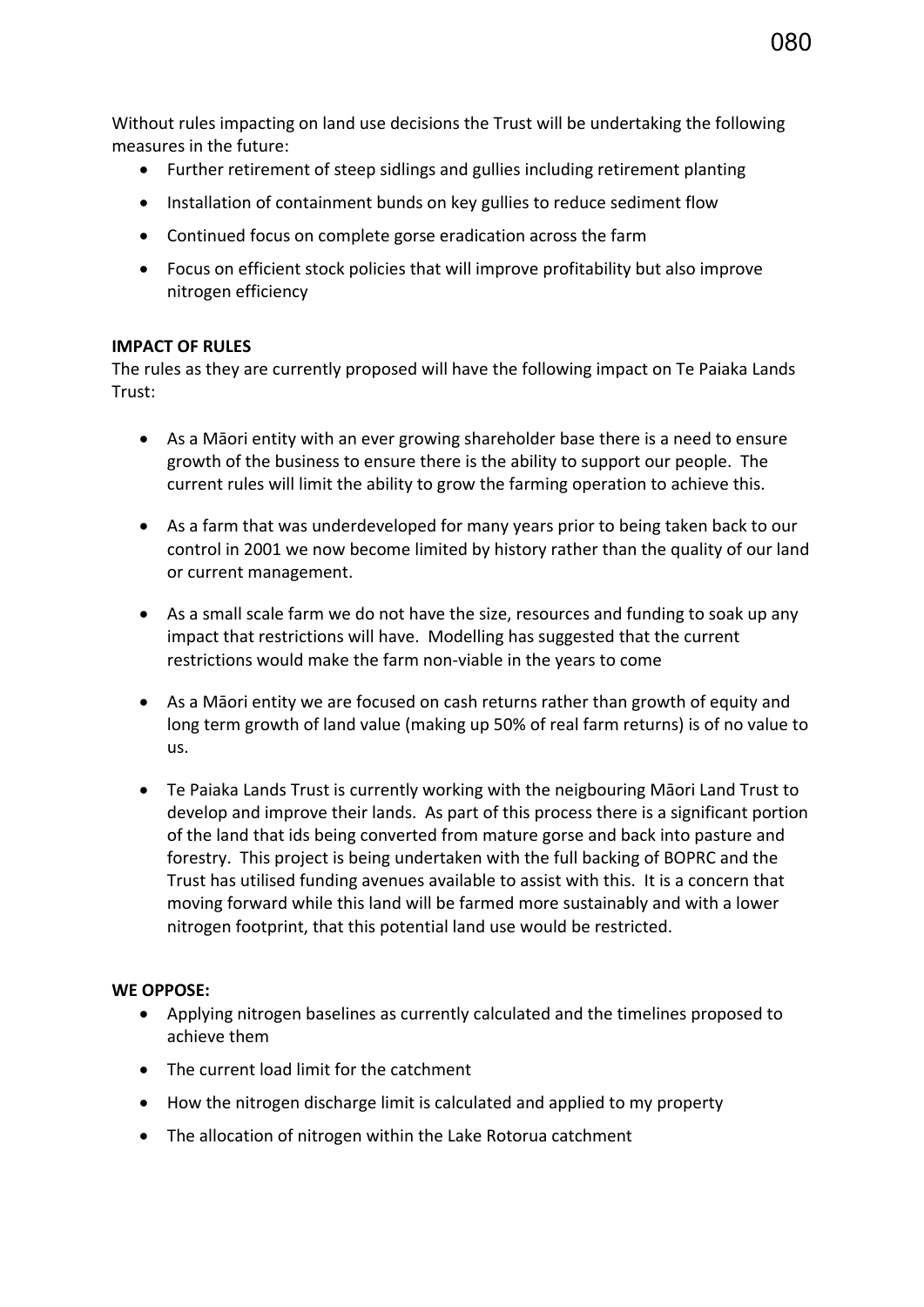Without rules impacting on land use decisions the Trust will be undertaking the following measures in the future:

- Further retirement of steep sidlings and gullies including retirement planting
- Installation of containment bunds on key gullies to reduce sediment flow
- Continued focus on complete gorse eradication across the farm
- Focus on efficient stock policies that will improve profitability but also improve nitrogen efficiency

**IMPACT OF RULES**

The rules as they are currently proposed will have the following impact on Te Paiaka Lands Trust:

- As a Māori entity with an ever growing shareholder base there is a need to ensure growth of the business to ensure there is the ability to support our people. The current rules will limit the ability to grow the farming operation to achieve this.
- As a farm that was underdeveloped for many years prior to being taken back to our control in 2001 we now become limited by history rather than the quality of our land or current management.
- As a small scale farm we do not have the size, resources and funding to soak up any impact that restrictions will have. Modelling has suggested that the current restrictions would make the farm non-viable in the years to come
- As a Māori entity we are focused on cash returns rather than growth of equity and long term growth of land value (making up 50% of real farm returns) is of no value to us.
- Te Paiaka Lands Trust is currently working with the neigbouring Māori Land Trust to develop and improve their lands. As part of this process there is a significant portion of the land that ids being converted from mature gorse and back into pasture and forestry. This project is being undertaken with the full backing of BOPRC and the Trust has utilised funding avenues available to assist with this. It is a concern that moving forward while this land will be farmed more sustainably and with a lower nitrogen footprint, that this potential land use would be restricted.

**WE OPPOSE:**

- Applying nitrogen baselines as currently calculated and the timelines proposed to achieve them
- The current load limit for the catchment
- How the nitrogen discharge limit is calculated and applied to my property
- The allocation of nitrogen within the Lake Rotorua catchment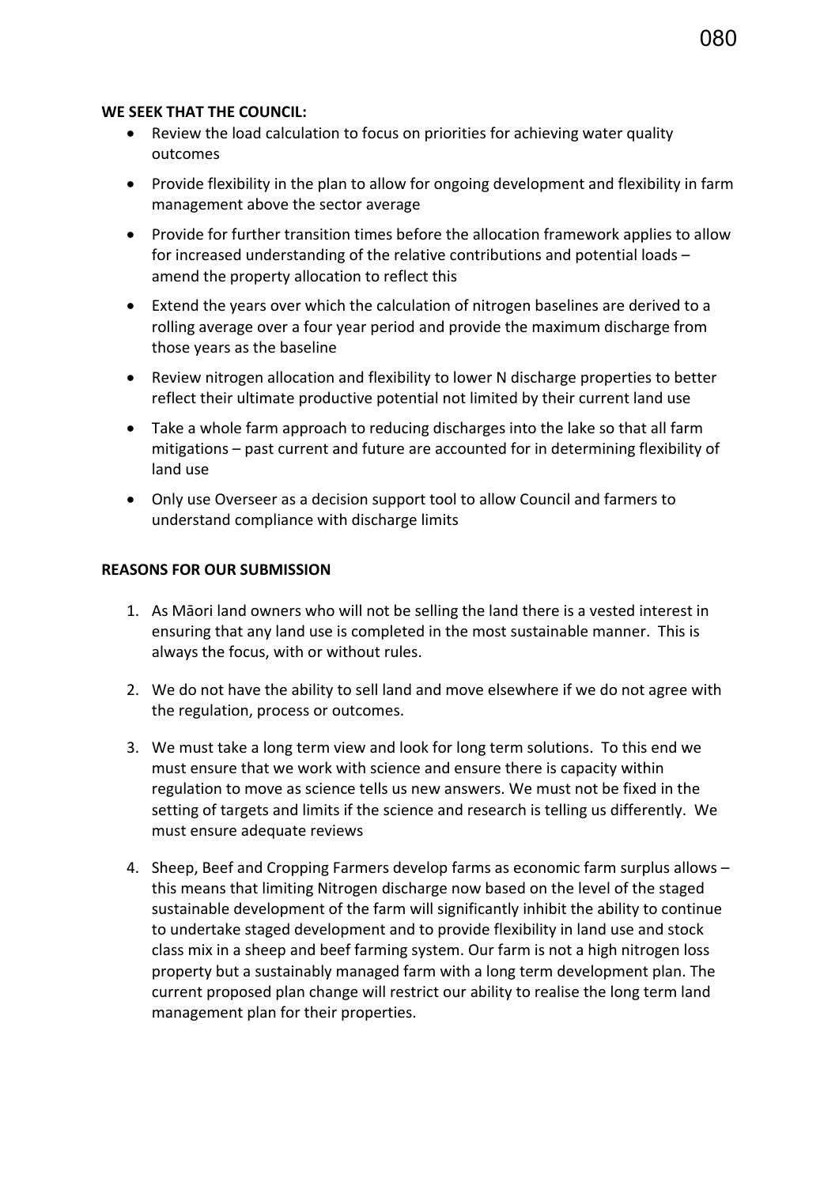**WE SEEK THAT THE COUNCIL:**

- Review the load calculation to focus on priorities for achieving water quality outcomes
- Provide flexibility in the plan to allow for ongoing development and flexibility in farm management above the sector average
- Provide for further transition times before the allocation framework applies to allow for increased understanding of the relative contributions and potential loads – amend the property allocation to reflect this
- Extend the years over which the calculation of nitrogen baselines are derived to a rolling average over a four year period and provide the maximum discharge from those years as the baseline
- Review nitrogen allocation and flexibility to lower N discharge properties to better reflect their ultimate productive potential not limited by their current land use
- Take a whole farm approach to reducing discharges into the lake so that all farm mitigations – past current and future are accounted for in determining flexibility of land use
- Only use Overseer as a decision support tool to allow Council and farmers to understand compliance with discharge limits

**REASONS FOR OUR SUBMISSION**

1. As Māori land owners who will not be selling the land there is a vested interest in ensuring that any land use is completed in the most sustainable manner. This is always the focus, with or without rules.
2. We do not have the ability to sell land and move elsewhere if we do not agree with the regulation, process or outcomes.
3. We must take a long term view and look for long term solutions. To this end we must ensure that we work with science and ensure there is capacity within regulation to move as science tells us new answers. We must not be fixed in the setting of targets and limits if the science and research is telling us differently. We must ensure adequate reviews
4. Sheep, Beef and Cropping Farmers develop farms as economic farm surplus allows – this means that limiting Nitrogen discharge now based on the level of the staged sustainable development of the farm will significantly inhibit the ability to continue to undertake staged development and to provide flexibility in land use and stock class mix in a sheep and beef farming system. Our farm is not a high nitrogen loss property but a sustainably managed farm with a long term development plan. The current proposed plan change will restrict our ability to realise the long term land management plan for their properties.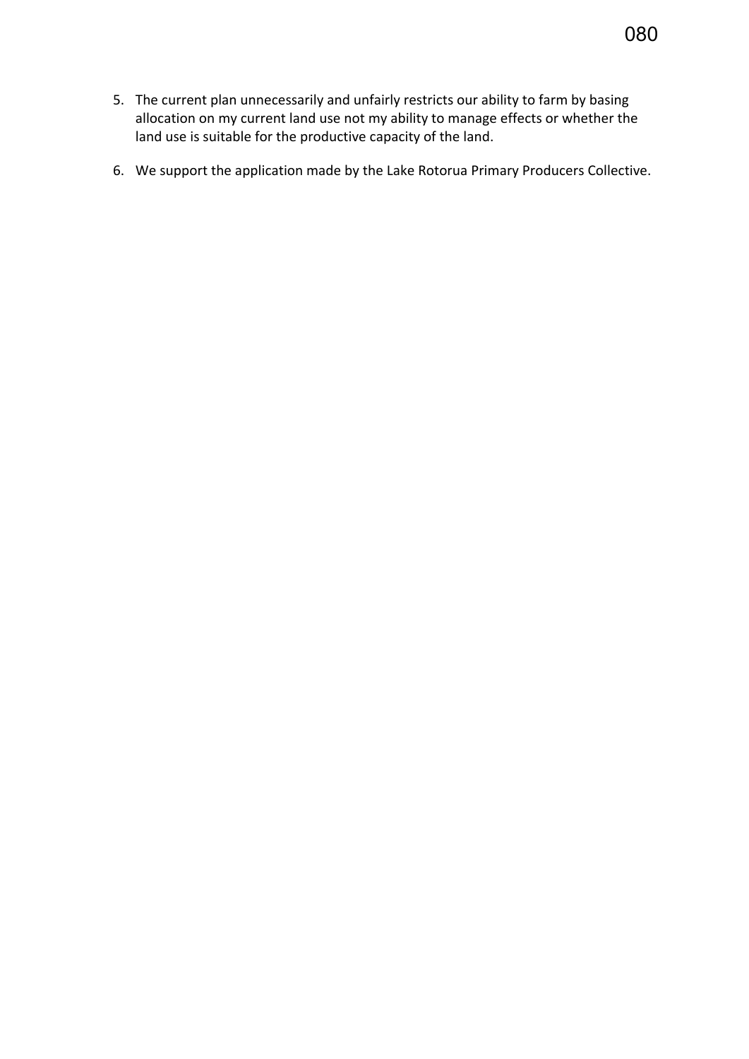5. The current plan unnecessarily and unfairly restricts our ability to farm by basing allocation on my current land use not my ability to manage effects or whether the land use is suitable for the productive capacity of the land.

6. We support the application made by the Lake Rotorua Primary Producers Collective.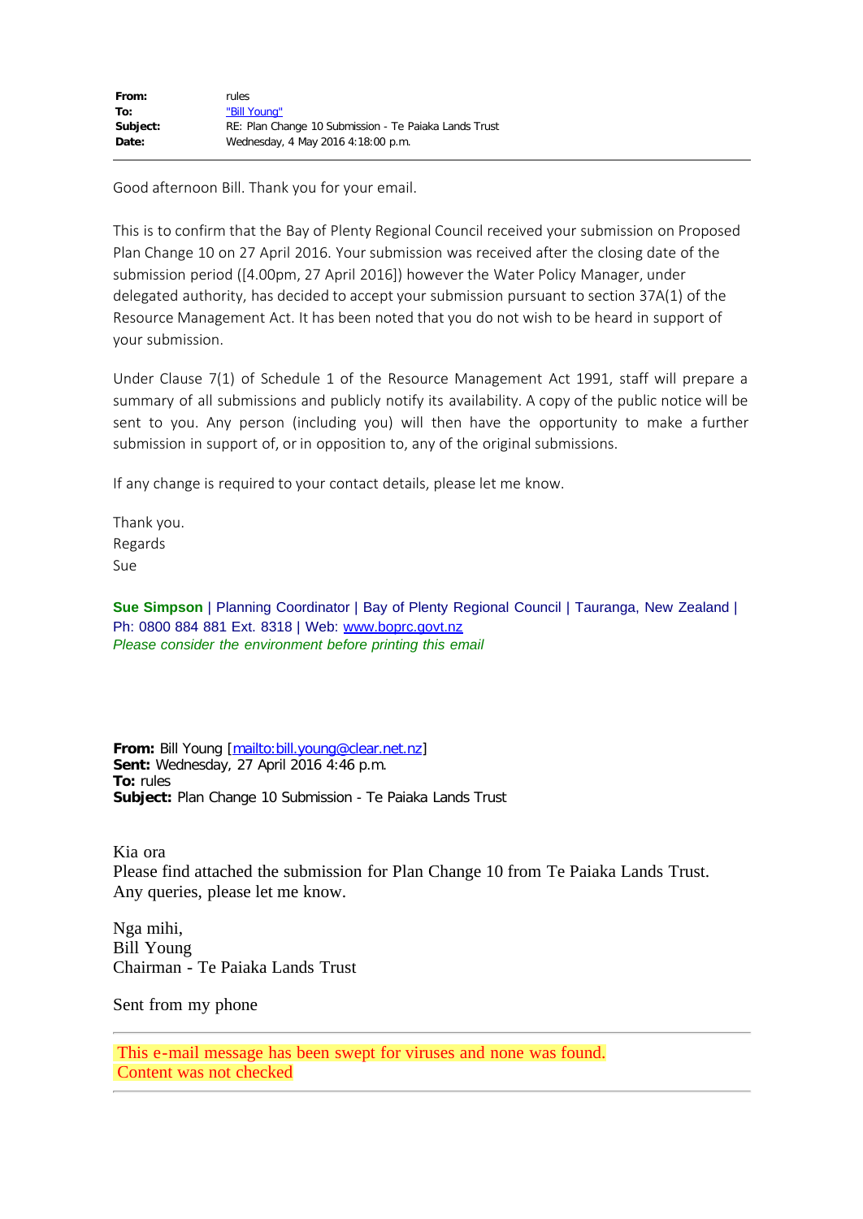**From:** rules
**To:** "Bill Young"
**Subject:** RE: Plan Change 10 Submission - Te Paiaka Lands Trust
**Date:** Wednesday, 4 May 2016 4:18:00 p.m.

---

Good afternoon Bill. Thank you for your email.

This is to confirm that the Bay of Plenty Regional Council received your submission on Proposed Plan Change 10 on 27 April 2016. Your submission was received after the closing date of the submission period ([4.00pm, 27 April 2016]) however the Water Policy Manager, under delegated authority, has decided to accept your submission pursuant to section 37A(1) of the Resource Management Act. It has been noted that you do not wish to be heard in support of your submission.

Under Clause 7(1) of Schedule 1 of the Resource Management Act 1991, staff will prepare a summary of all submissions and publicly notify its availability. A copy of the public notice will be sent to you. Any person (including you) will then have the opportunity to make a further submission in support of, or in opposition to, any of the original submissions.

If any change is required to your contact details, please let me know.

Thank you.
Regards
Sue

**Sue Simpson** | Planning Coordinator | Bay of Plenty Regional Council | Tauranga, New Zealand |
Ph: 0800 884 881 Ext. 8318 | Web: www.boprc.govt.nz
*Please consider the environment before printing this email*

**From:** Bill Young [mailto:bill.young@clear.net.nz]
**Sent:** Wednesday, 27 April 2016 4:46 p.m.
**To:** rules
**Subject:** Plan Change 10 Submission - Te Paiaka Lands Trust

Kia ora
Please find attached the submission for Plan Change 10 from Te Paiaka Lands Trust.
Any queries, please let me know.

Nga mihi,
Bill Young
Chairman - Te Paiaka Lands Trust

Sent from my phone

---

This e-mail message has been swept for viruses and none was found.
Content was not checked

---